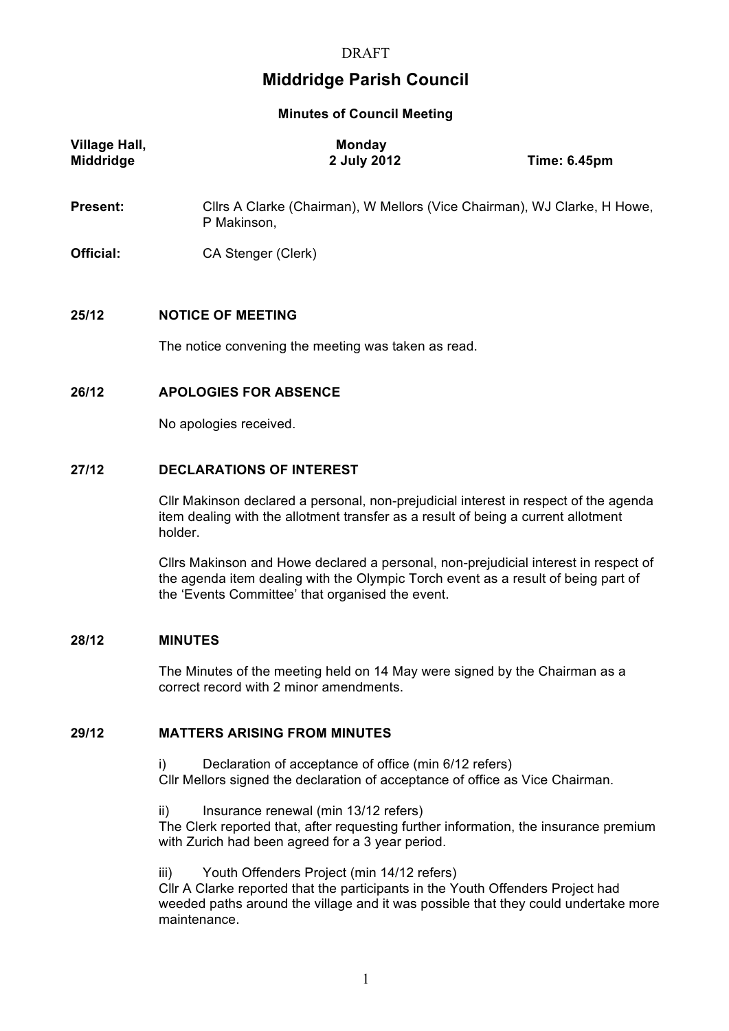DRAFT

# Middridge Parish Council

## Minutes of Council Meeting

| | | |
|---|---|---|
| **Village Hall, Middridge** | **Monday 2 July 2012** | **Time: 6.45pm** |

**Present:** Cllrs A Clarke (Chairman), W Mellors (Vice Chairman), WJ Clarke, H Howe, P Makinson,

**Official:** CA Stenger (Clerk)

### 25/12 NOTICE OF MEETING

The notice convening the meeting was taken as read.

### 26/12 APOLOGIES FOR ABSENCE

No apologies received.

### 27/12 DECLARATIONS OF INTEREST

Cllr Makinson declared a personal, non-prejudicial interest in respect of the agenda item dealing with the allotment transfer as a result of being a current allotment holder.

Cllrs Makinson and Howe declared a personal, non-prejudicial interest in respect of the agenda item dealing with the Olympic Torch event as a result of being part of the 'Events Committee' that organised the event.

### 28/12 MINUTES

The Minutes of the meeting held on 14 May were signed by the Chairman as a correct record with 2 minor amendments.

### 29/12 MATTERS ARISING FROM MINUTES

i) Declaration of acceptance of office (min 6/12 refers)
Cllr Mellors signed the declaration of acceptance of office as Vice Chairman.

ii) Insurance renewal (min 13/12 refers)
The Clerk reported that, after requesting further information, the insurance premium with Zurich had been agreed for a 3 year period.

iii) Youth Offenders Project (min 14/12 refers)
Cllr A Clarke reported that the participants in the Youth Offenders Project had weeded paths around the village and it was possible that they could undertake more maintenance.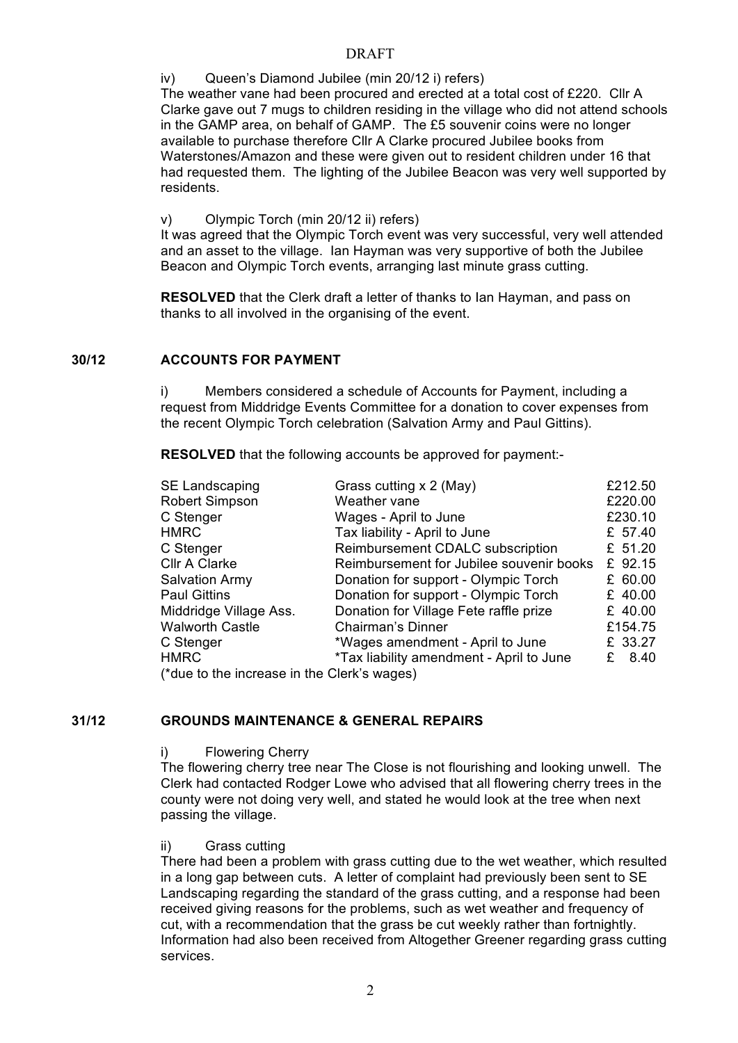DRAFT

iv) Queen's Diamond Jubilee (min 20/12 i) refers)

The weather vane had been procured and erected at a total cost of £220. Cllr A Clarke gave out 7 mugs to children residing in the village who did not attend schools in the GAMP area, on behalf of GAMP. The £5 souvenir coins were no longer available to purchase therefore Cllr A Clarke procured Jubilee books from Waterstones/Amazon and these were given out to resident children under 16 that had requested them. The lighting of the Jubilee Beacon was very well supported by residents.

v) Olympic Torch (min 20/12 ii) refers)

It was agreed that the Olympic Torch event was very successful, very well attended and an asset to the village. Ian Hayman was very supportive of both the Jubilee Beacon and Olympic Torch events, arranging last minute grass cutting.

**RESOLVED** that the Clerk draft a letter of thanks to Ian Hayman, and pass on thanks to all involved in the organising of the event.

## 30/12 ACCOUNTS FOR PAYMENT

i) Members considered a schedule of Accounts for Payment, including a request from Middridge Events Committee for a donation to cover expenses from the recent Olympic Torch celebration (Salvation Army and Paul Gittins).

**RESOLVED** that the following accounts be approved for payment:-

| | | |
|---|---|---|
| SE Landscaping | Grass cutting x 2 (May) | £212.50 |
| Robert Simpson | Weather vane | £220.00 |
| C Stenger | Wages - April to June | £230.10 |
| HMRC | Tax liability - April to June | £ 57.40 |
| C Stenger | Reimbursement CDALC subscription | £ 51.20 |
| Cllr A Clarke | Reimbursement for Jubilee souvenir books | £ 92.15 |
| Salvation Army | Donation for support - Olympic Torch | £ 60.00 |
| Paul Gittins | Donation for support - Olympic Torch | £ 40.00 |
| Middridge Village Ass. | Donation for Village Fete raffle prize | £ 40.00 |
| Walworth Castle | Chairman's Dinner | £154.75 |
| C Stenger | *Wages amendment - April to June | £ 33.27 |
| HMRC | *Tax liability amendment - April to June | £ 8.40 |

(*due to the increase in the Clerk's wages)

## 31/12 GROUNDS MAINTENANCE & GENERAL REPAIRS

i) Flowering Cherry

The flowering cherry tree near The Close is not flourishing and looking unwell. The Clerk had contacted Rodger Lowe who advised that all flowering cherry trees in the county were not doing very well, and stated he would look at the tree when next passing the village.

ii) Grass cutting

There had been a problem with grass cutting due to the wet weather, which resulted in a long gap between cuts. A letter of complaint had previously been sent to SE Landscaping regarding the standard of the grass cutting, and a response had been received giving reasons for the problems, such as wet weather and frequency of cut, with a recommendation that the grass be cut weekly rather than fortnightly. Information had also been received from Altogether Greener regarding grass cutting services.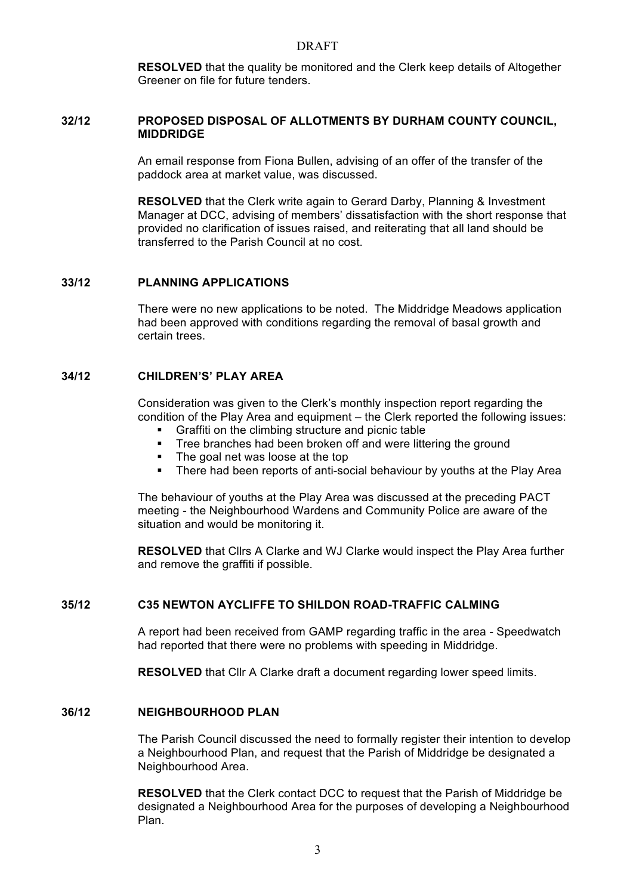DRAFT

**RESOLVED** that the quality be monitored and the Clerk keep details of Altogether Greener on file for future tenders.

## 32/12 PROPOSED DISPOSAL OF ALLOTMENTS BY DURHAM COUNTY COUNCIL, MIDDRIDGE

An email response from Fiona Bullen, advising of an offer of the transfer of the paddock area at market value, was discussed.

**RESOLVED** that the Clerk write again to Gerard Darby, Planning & Investment Manager at DCC, advising of members' dissatisfaction with the short response that provided no clarification of issues raised, and reiterating that all land should be transferred to the Parish Council at no cost.

## 33/12 PLANNING APPLICATIONS

There were no new applications to be noted. The Middridge Meadows application had been approved with conditions regarding the removal of basal growth and certain trees.

## 34/12 CHILDREN'S' PLAY AREA

Consideration was given to the Clerk's monthly inspection report regarding the condition of the Play Area and equipment – the Clerk reported the following issues:

- Graffiti on the climbing structure and picnic table
- Tree branches had been broken off and were littering the ground
- The goal net was loose at the top
- There had been reports of anti-social behaviour by youths at the Play Area

The behaviour of youths at the Play Area was discussed at the preceding PACT meeting - the Neighbourhood Wardens and Community Police are aware of the situation and would be monitoring it.

**RESOLVED** that Cllrs A Clarke and WJ Clarke would inspect the Play Area further and remove the graffiti if possible.

## 35/12 C35 NEWTON AYCLIFFE TO SHILDON ROAD-TRAFFIC CALMING

A report had been received from GAMP regarding traffic in the area - Speedwatch had reported that there were no problems with speeding in Middridge.

**RESOLVED** that Cllr A Clarke draft a document regarding lower speed limits.

## 36/12 NEIGHBOURHOOD PLAN

The Parish Council discussed the need to formally register their intention to develop a Neighbourhood Plan, and request that the Parish of Middridge be designated a Neighbourhood Area.

**RESOLVED** that the Clerk contact DCC to request that the Parish of Middridge be designated a Neighbourhood Area for the purposes of developing a Neighbourhood Plan.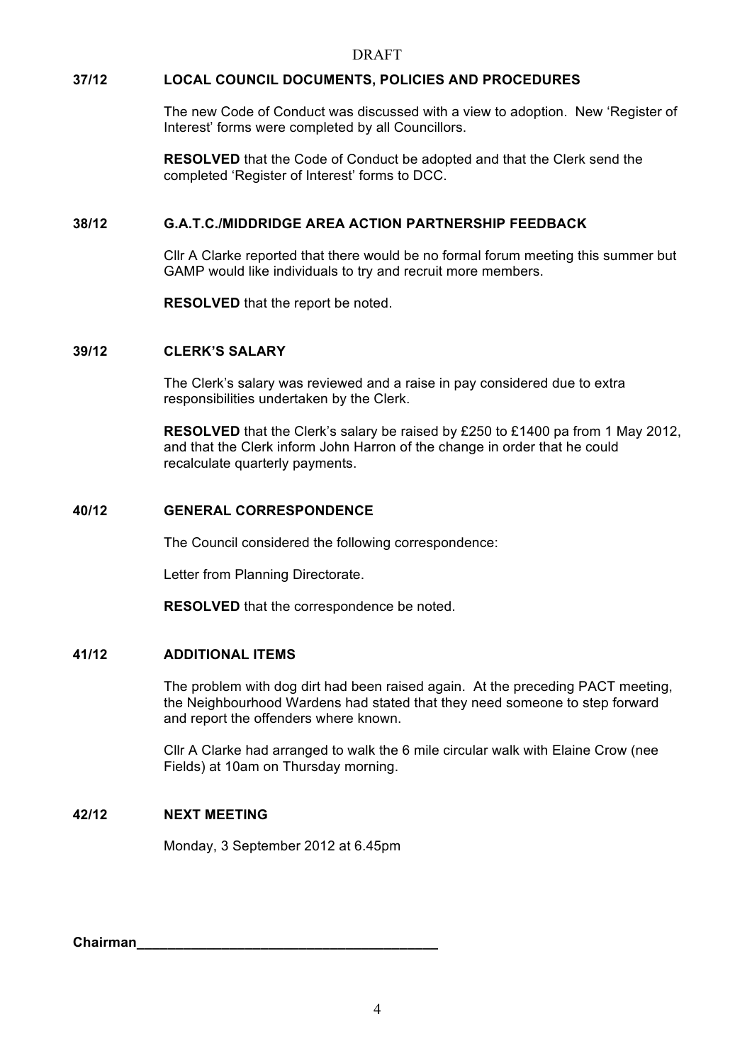DRAFT

**37/12 LOCAL COUNCIL DOCUMENTS, POLICIES AND PROCEDURES**

The new Code of Conduct was discussed with a view to adoption. New 'Register of Interest' forms were completed by all Councillors.

**RESOLVED** that the Code of Conduct be adopted and that the Clerk send the completed 'Register of Interest' forms to DCC.

**38/12 G.A.T.C./MIDDRIDGE AREA ACTION PARTNERSHIP FEEDBACK**

Cllr A Clarke reported that there would be no formal forum meeting this summer but GAMP would like individuals to try and recruit more members.

**RESOLVED** that the report be noted.

**39/12 CLERK'S SALARY**

The Clerk's salary was reviewed and a raise in pay considered due to extra responsibilities undertaken by the Clerk.

**RESOLVED** that the Clerk's salary be raised by £250 to £1400 pa from 1 May 2012, and that the Clerk inform John Harron of the change in order that he could recalculate quarterly payments.

**40/12 GENERAL CORRESPONDENCE**

The Council considered the following correspondence:

Letter from Planning Directorate.

**RESOLVED** that the correspondence be noted.

**41/12 ADDITIONAL ITEMS**

The problem with dog dirt had been raised again. At the preceding PACT meeting, the Neighbourhood Wardens had stated that they need someone to step forward and report the offenders where known.

Cllr A Clarke had arranged to walk the 6 mile circular walk with Elaine Crow (nee Fields) at 10am on Thursday morning.

**42/12 NEXT MEETING**

Monday, 3 September 2012 at 6.45pm

**Chairman**\_\_\_\_\_\_\_\_\_\_\_\_\_\_\_\_\_\_\_\_\_\_\_\_\_\_\_\_\_\_\_\_\_\_\_\_\_\_